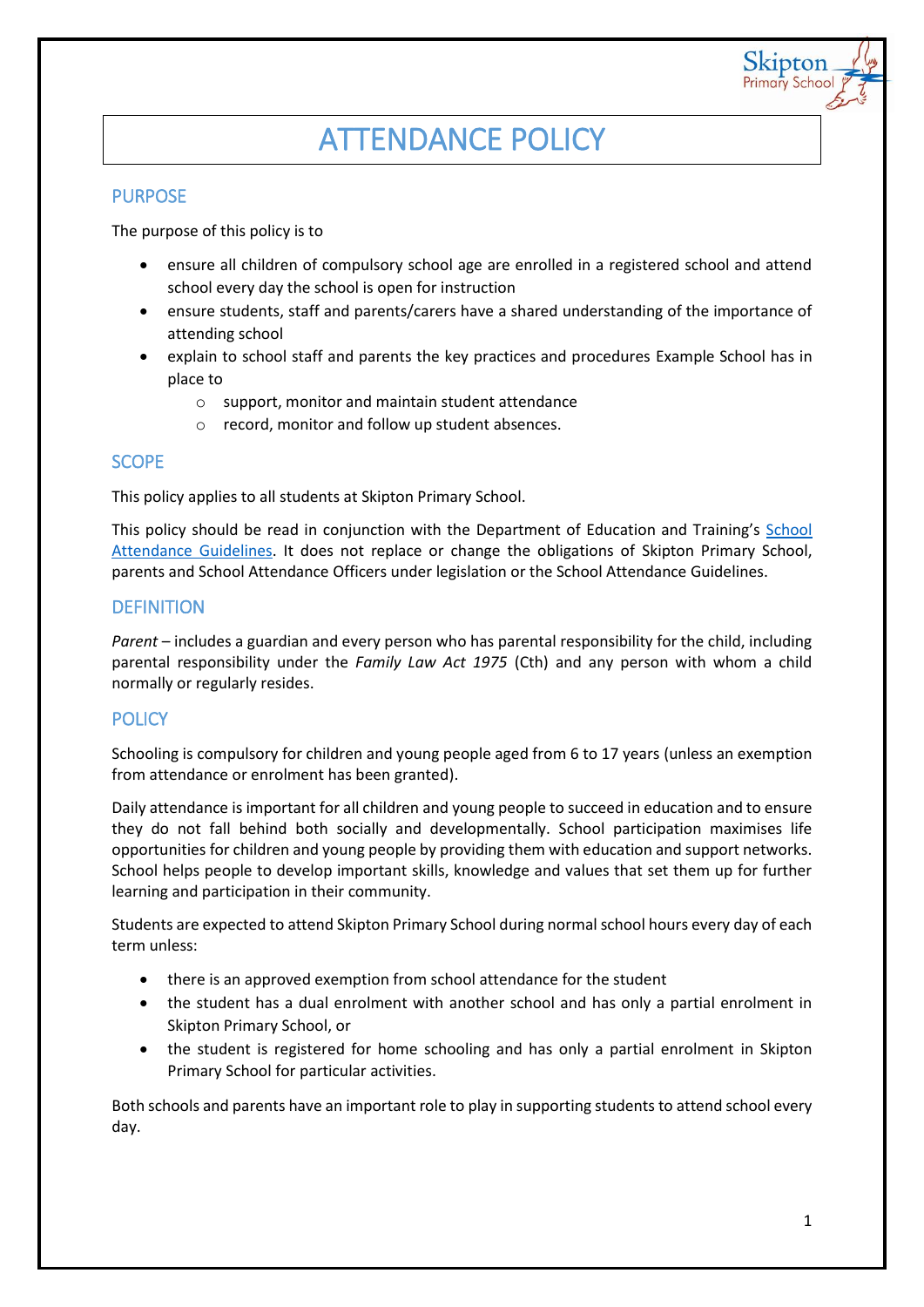# ATTENDANCE POLICY

## PURPOSE

The purpose of this policy is to

- ensure all children of compulsory school age are enrolled in a registered school and attend school every day the school is open for instruction
- ensure students, staff and parents/carers have a shared understanding of the importance of attending school
- explain to school staff and parents the key practices and procedures Example School has in place to
  - support, monitor and maintain student attendance
  - record, monitor and follow up student absences.

## SCOPE

This policy applies to all students at Skipton Primary School.

This policy should be read in conjunction with the Department of Education and Training's School Attendance Guidelines. It does not replace or change the obligations of Skipton Primary School, parents and School Attendance Officers under legislation or the School Attendance Guidelines.

## DEFINITION

*Parent* – includes a guardian and every person who has parental responsibility for the child, including parental responsibility under the *Family Law Act 1975* (Cth) and any person with whom a child normally or regularly resides.

## POLICY

Schooling is compulsory for children and young people aged from 6 to 17 years (unless an exemption from attendance or enrolment has been granted).

Daily attendance is important for all children and young people to succeed in education and to ensure they do not fall behind both socially and developmentally. School participation maximises life opportunities for children and young people by providing them with education and support networks. School helps people to develop important skills, knowledge and values that set them up for further learning and participation in their community.

Students are expected to attend Skipton Primary School during normal school hours every day of each term unless:

- there is an approved exemption from school attendance for the student
- the student has a dual enrolment with another school and has only a partial enrolment in Skipton Primary School, or
- the student is registered for home schooling and has only a partial enrolment in Skipton Primary School for particular activities.

Both schools and parents have an important role to play in supporting students to attend school every day.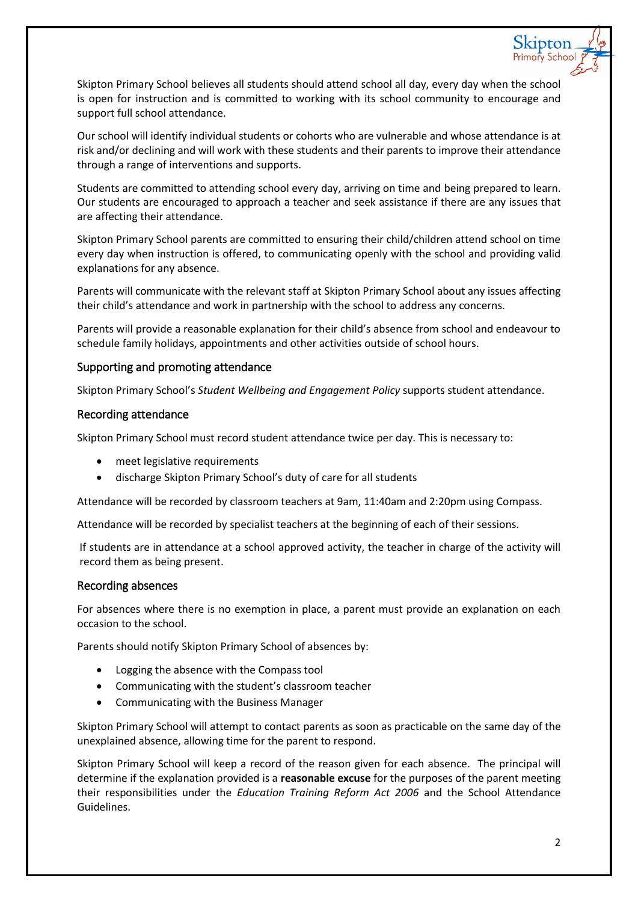Skipton Primary School believes all students should attend school all day, every day when the school is open for instruction and is committed to working with its school community to encourage and support full school attendance.

Our school will identify individual students or cohorts who are vulnerable and whose attendance is at risk and/or declining and will work with these students and their parents to improve their attendance through a range of interventions and supports.

Students are committed to attending school every day, arriving on time and being prepared to learn. Our students are encouraged to approach a teacher and seek assistance if there are any issues that are affecting their attendance.

Skipton Primary School parents are committed to ensuring their child/children attend school on time every day when instruction is offered, to communicating openly with the school and providing valid explanations for any absence.

Parents will communicate with the relevant staff at Skipton Primary School about any issues affecting their child's attendance and work in partnership with the school to address any concerns.

Parents will provide a reasonable explanation for their child's absence from school and endeavour to schedule family holidays, appointments and other activities outside of school hours.

## Supporting and promoting attendance

Skipton Primary School's *Student Wellbeing and Engagement Policy* supports student attendance.

## Recording attendance

Skipton Primary School must record student attendance twice per day. This is necessary to:

- meet legislative requirements
- discharge Skipton Primary School's duty of care for all students

Attendance will be recorded by classroom teachers at 9am, 11:40am and 2:20pm using Compass.

Attendance will be recorded by specialist teachers at the beginning of each of their sessions.

If students are in attendance at a school approved activity, the teacher in charge of the activity will record them as being present.

## Recording absences

For absences where there is no exemption in place, a parent must provide an explanation on each occasion to the school.

Parents should notify Skipton Primary School of absences by:

- Logging the absence with the Compass tool
- Communicating with the student's classroom teacher
- Communicating with the Business Manager

Skipton Primary School will attempt to contact parents as soon as practicable on the same day of the unexplained absence, allowing time for the parent to respond.

Skipton Primary School will keep a record of the reason given for each absence. The principal will determine if the explanation provided is a **reasonable excuse** for the purposes of the parent meeting their responsibilities under the *Education Training Reform Act 2006* and the School Attendance Guidelines.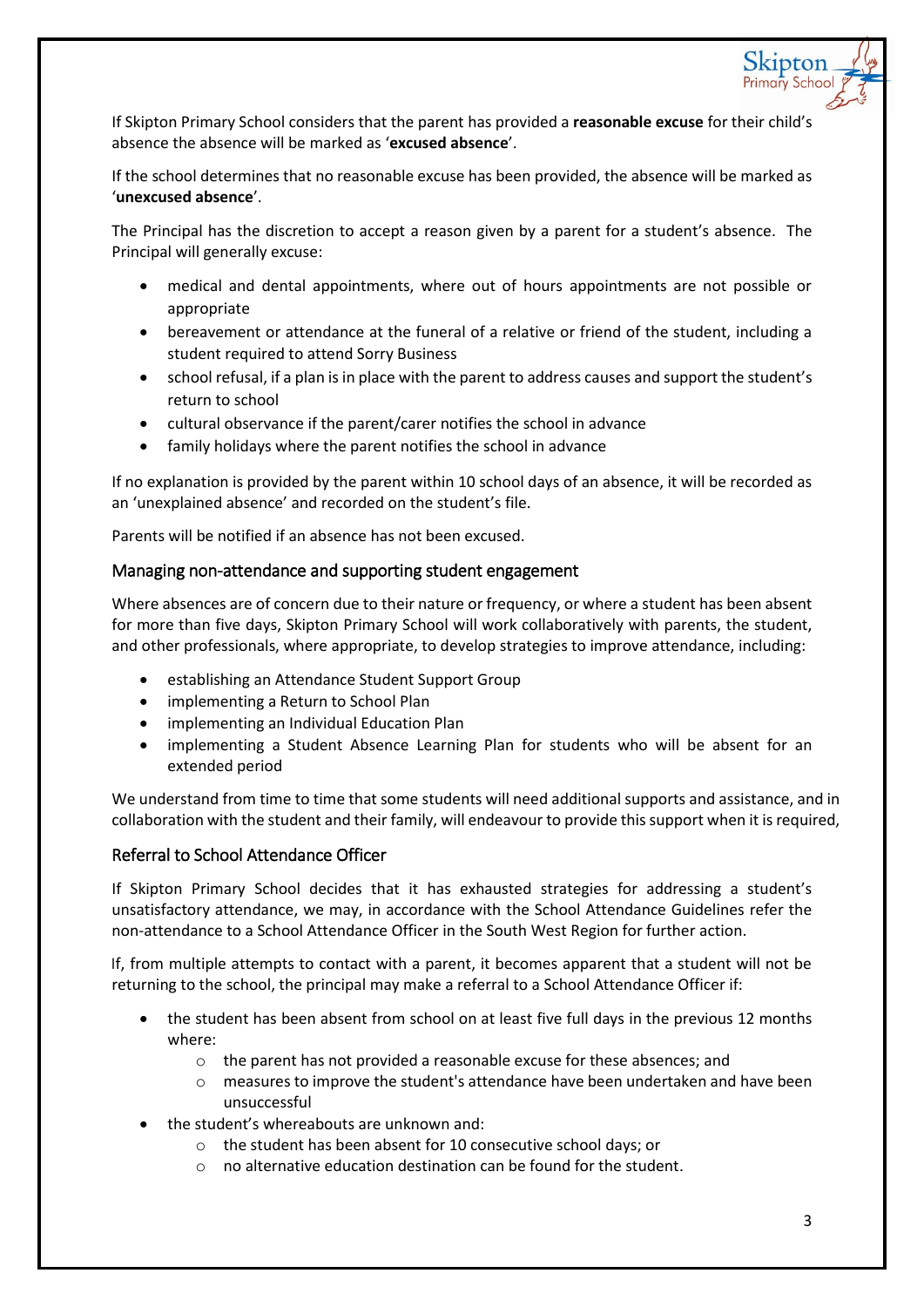If Skipton Primary School considers that the parent has provided a **reasonable excuse** for their child's absence the absence will be marked as '**excused absence**'.

If the school determines that no reasonable excuse has been provided, the absence will be marked as '**unexcused absence**'.

The Principal has the discretion to accept a reason given by a parent for a student's absence. The Principal will generally excuse:

- medical and dental appointments, where out of hours appointments are not possible or appropriate
- bereavement or attendance at the funeral of a relative or friend of the student, including a student required to attend Sorry Business
- school refusal, if a plan is in place with the parent to address causes and support the student's return to school
- cultural observance if the parent/carer notifies the school in advance
- family holidays where the parent notifies the school in advance

If no explanation is provided by the parent within 10 school days of an absence, it will be recorded as an 'unexplained absence' and recorded on the student's file.

Parents will be notified if an absence has not been excused.

## Managing non-attendance and supporting student engagement

Where absences are of concern due to their nature or frequency, or where a student has been absent for more than five days, Skipton Primary School will work collaboratively with parents, the student, and other professionals, where appropriate, to develop strategies to improve attendance, including:

- establishing an Attendance Student Support Group
- implementing a Return to School Plan
- implementing an Individual Education Plan
- implementing a Student Absence Learning Plan for students who will be absent for an extended period

We understand from time to time that some students will need additional supports and assistance, and in collaboration with the student and their family, will endeavour to provide this support when it is required,

## Referral to School Attendance Officer

If Skipton Primary School decides that it has exhausted strategies for addressing a student's unsatisfactory attendance, we may, in accordance with the School Attendance Guidelines refer the non-attendance to a School Attendance Officer in the South West Region for further action.

If, from multiple attempts to contact with a parent, it becomes apparent that a student will not be returning to the school, the principal may make a referral to a School Attendance Officer if:

- the student has been absent from school on at least five full days in the previous 12 months where:
  - the parent has not provided a reasonable excuse for these absences; and
  - measures to improve the student's attendance have been undertaken and have been unsuccessful
- the student's whereabouts are unknown and:
  - the student has been absent for 10 consecutive school days; or
  - no alternative education destination can be found for the student.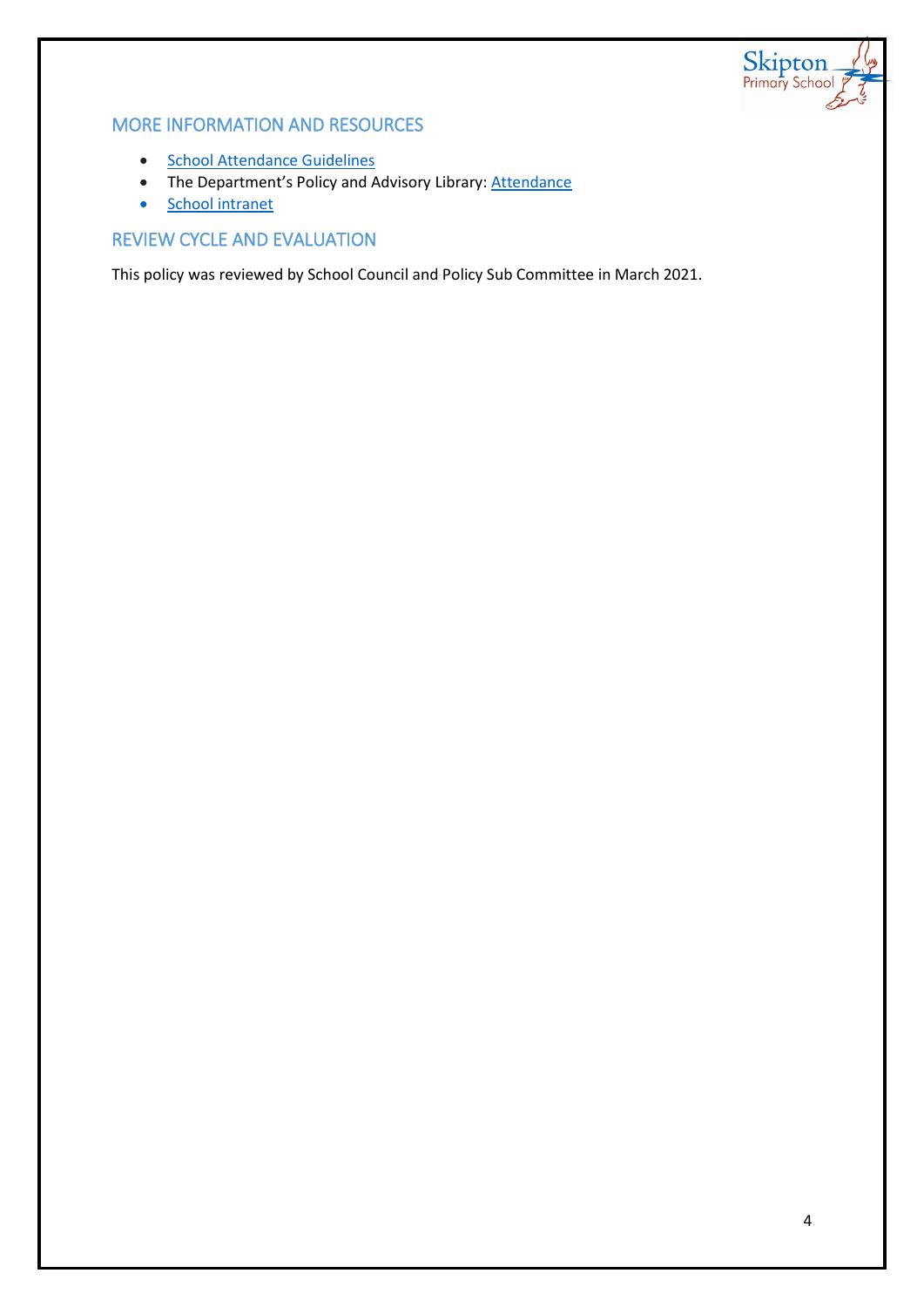## MORE INFORMATION AND RESOURCES

- School Attendance Guidelines
- The Department's Policy and Advisory Library: Attendance
- School intranet

## REVIEW CYCLE AND EVALUATION

This policy was reviewed by School Council and Policy Sub Committee in March 2021.